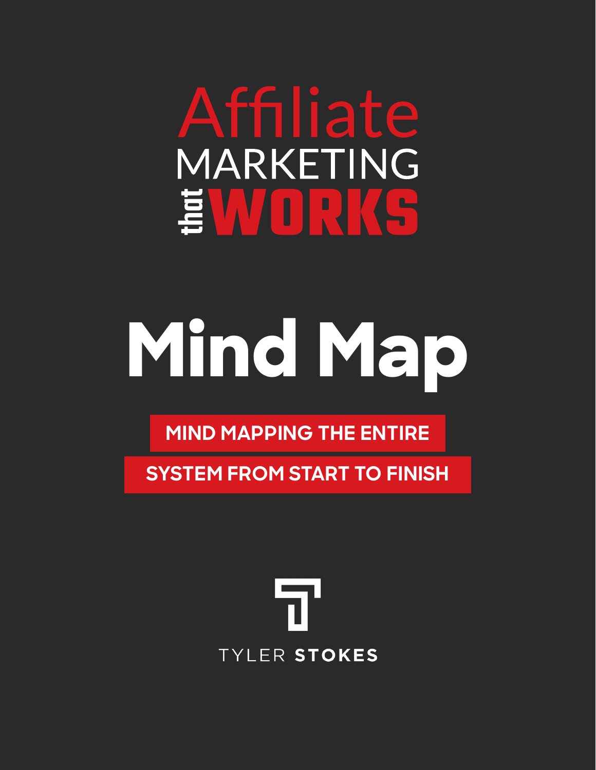# Affiliate MARKETING that WORKS

# Mind Map

**MIND MAPPING THE ENTIRE SYSTEM FROM START TO FINISH**

TYLER **STOKES**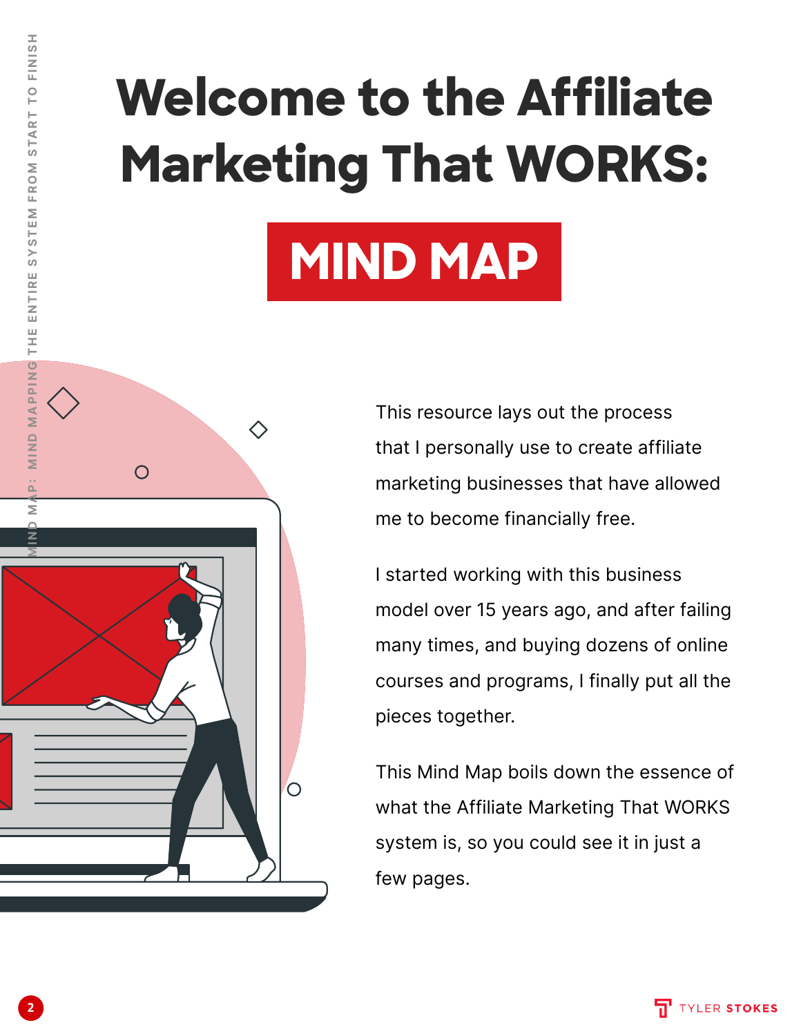# Welcome to the Affiliate Marketing That WORKS:

## MIND MAP

This resource lays out the process that I personally use to create affiliate marketing businesses that have allowed me to become financially free.

I started working with this business model over 15 years ago, and after failing many times, and buying dozens of online courses and programs, I finally put all the pieces together.

This Mind Map boils down the essence of what the Affiliate Marketing That WORKS system is, so you could see it in just a few pages.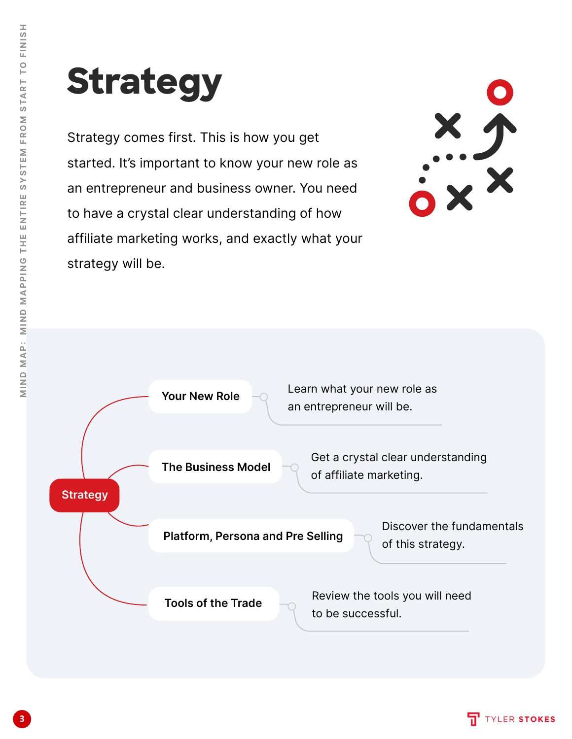# Strategy

Strategy comes first. This is how you get started. It's important to know your new role as an entrepreneur and business owner. You need to have a crystal clear understanding of how affiliate marketing works, and exactly what your strategy will be.

**Strategy**

- **Your New Role** — Learn what your new role as an entrepreneur will be.
- **The Business Model** — Get a crystal clear understanding of affiliate marketing.
- **Platform, Persona and Pre Selling** — Discover the fundamentals of this strategy.
- **Tools of the Trade** — Review the tools you will need to be successful.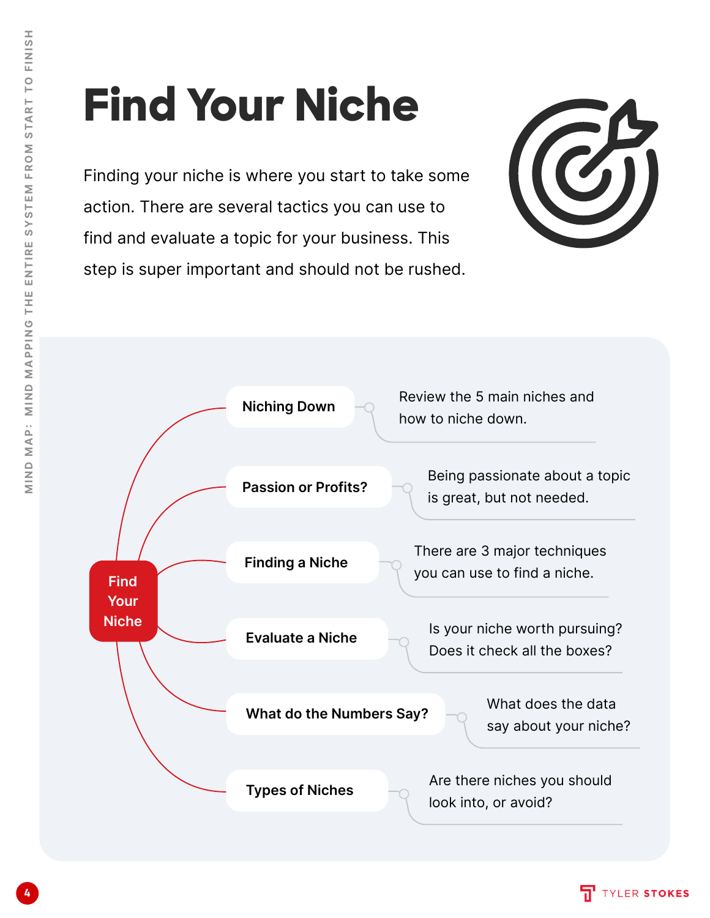# Find Your Niche

Finding your niche is where you start to take some action. There are several tactics you can use to find and evaluate a topic for your business. This step is super important and should not be rushed.

**Find Your Niche**

- **Niching Down** — Review the 5 main niches and how to niche down.
- **Passion or Profits?** — Being passionate about a topic is great, but not needed.
- **Finding a Niche** — There are 3 major techniques you can use to find a niche.
- **Evaluate a Niche** — Is your niche worth pursuing? Does it check all the boxes?
- **What do the Numbers Say?** — What does the data say about your niche?
- **Types of Niches** — Are there niches you should look into, or avoid?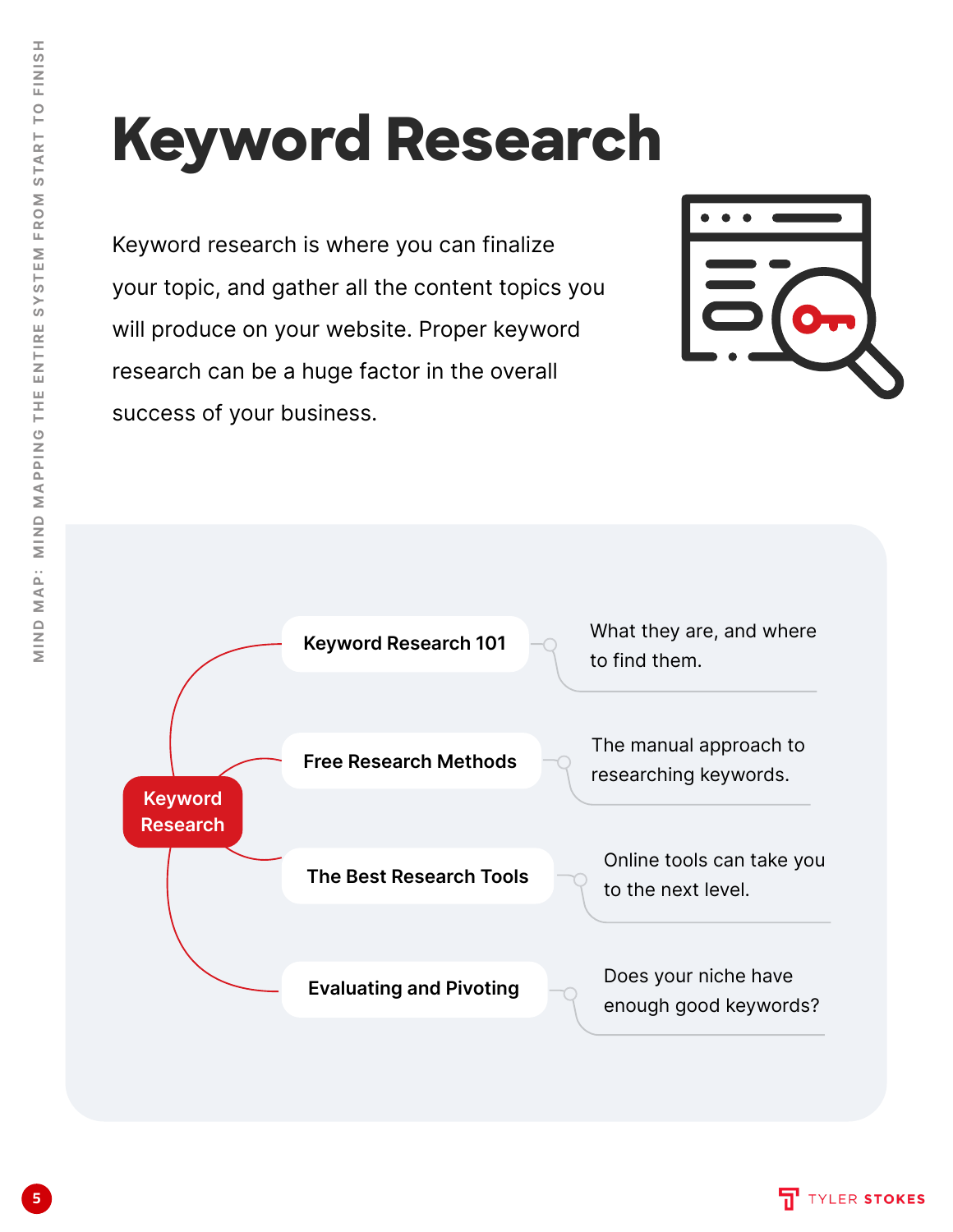# Keyword Research

Keyword research is where you can finalize your topic, and gather all the content topics you will produce on your website. Proper keyword research can be a huge factor in the overall success of your business.

**Keyword Research**

- **Keyword Research 101** — What they are, and where to find them.
- **Free Research Methods** — The manual approach to researching keywords.
- **The Best Research Tools** — Online tools can take you to the next level.
- **Evaluating and Pivoting** — Does your niche have enough good keywords?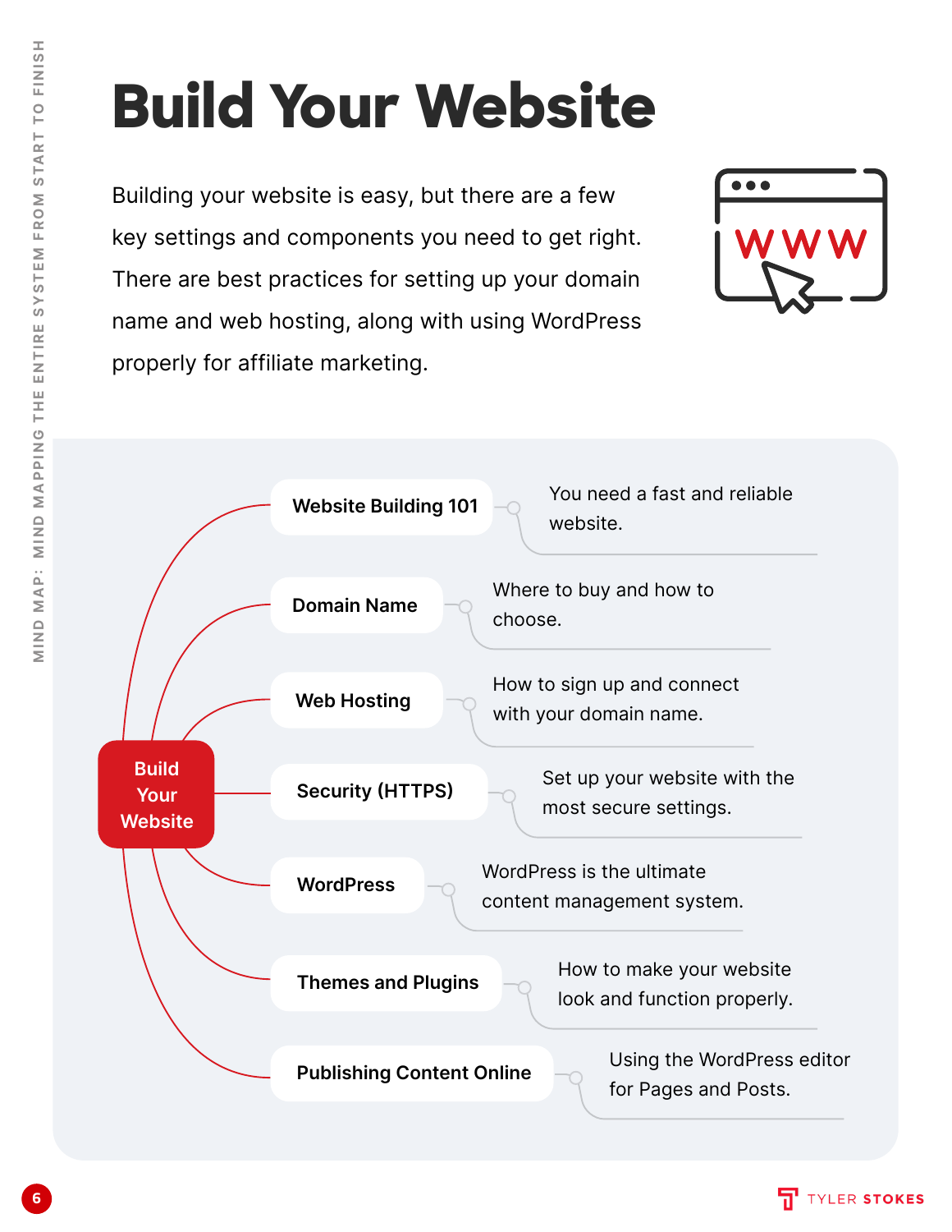# Build Your Website

Building your website is easy, but there are a few key settings and components you need to get right. There are best practices for setting up your domain name and web hosting, along with using WordPress properly for affiliate marketing.

**Build Your Website**

- **Website Building 101** — You need a fast and reliable website.
- **Domain Name** — Where to buy and how to choose.
- **Web Hosting** — How to sign up and connect with your domain name.
- **Security (HTTPS)** — Set up your website with the most secure settings.
- **WordPress** — WordPress is the ultimate content management system.
- **Themes and Plugins** — How to make your website look and function properly.
- **Publishing Content Online** — Using the WordPress editor for Pages and Posts.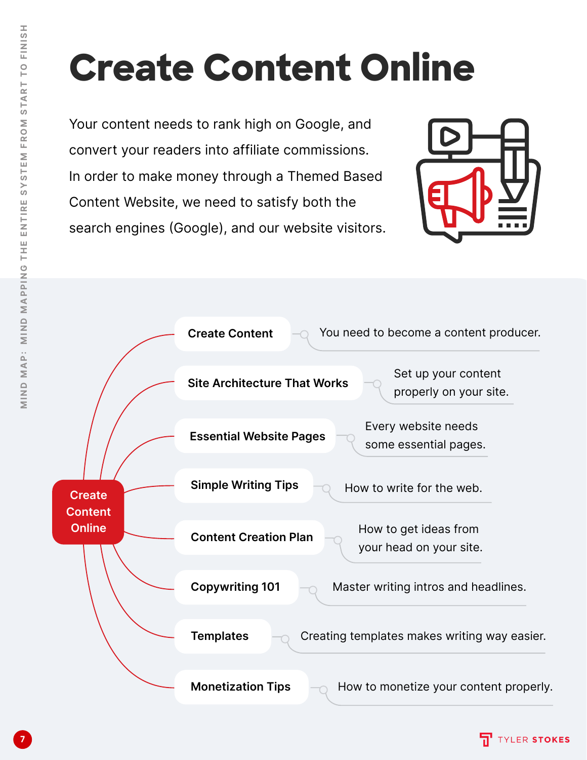# Create Content Online

Your content needs to rank high on Google, and convert your readers into affiliate commissions. In order to make money through a Themed Based Content Website, we need to satisfy both the search engines (Google), and our website visitors.

## Create Content Online

- **Create Content** — You need to become a content producer.
- **Site Architecture That Works** — Set up your content properly on your site.
- **Essential Website Pages** — Every website needs some essential pages.
- **Simple Writing Tips** — How to write for the web.
- **Content Creation Plan** — How to get ideas from your head on your site.
- **Copywriting 101** — Master writing intros and headlines.
- **Templates** — Creating templates makes writing way easier.
- **Monetization Tips** — How to monetize your content properly.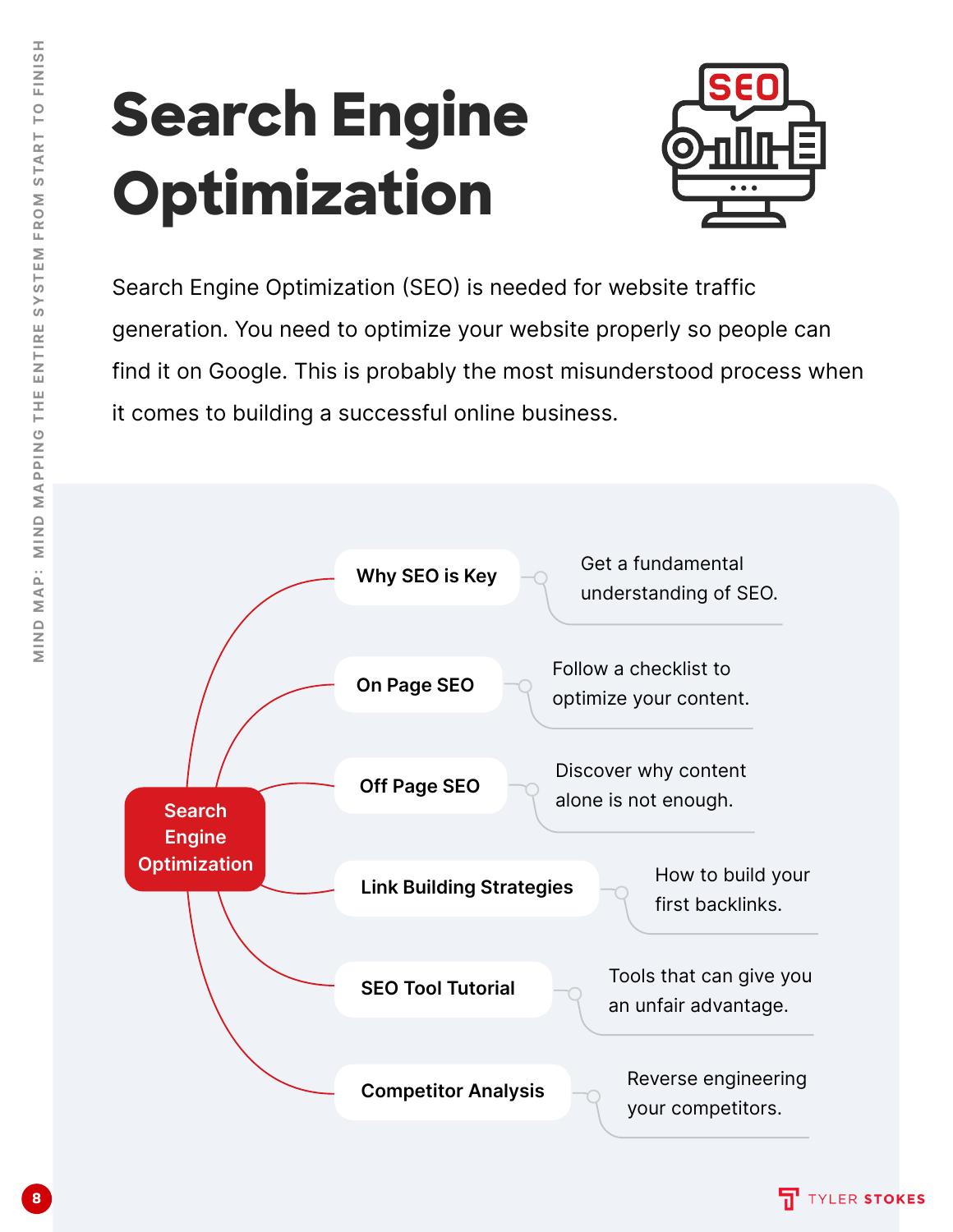# Search Engine Optimization

Search Engine Optimization (SEO) is needed for website traffic generation. You need to optimize your website properly so people can find it on Google. This is probably the most misunderstood process when it comes to building a successful online business.

**Search Engine Optimization**

- **Why SEO is Key** — Get a fundamental understanding of SEO.
- **On Page SEO** — Follow a checklist to optimize your content.
- **Off Page SEO** — Discover why content alone is not enough.
- **Link Building Strategies** — How to build your first backlinks.
- **SEO Tool Tutorial** — Tools that can give you an unfair advantage.
- **Competitor Analysis** — Reverse engineering your competitors.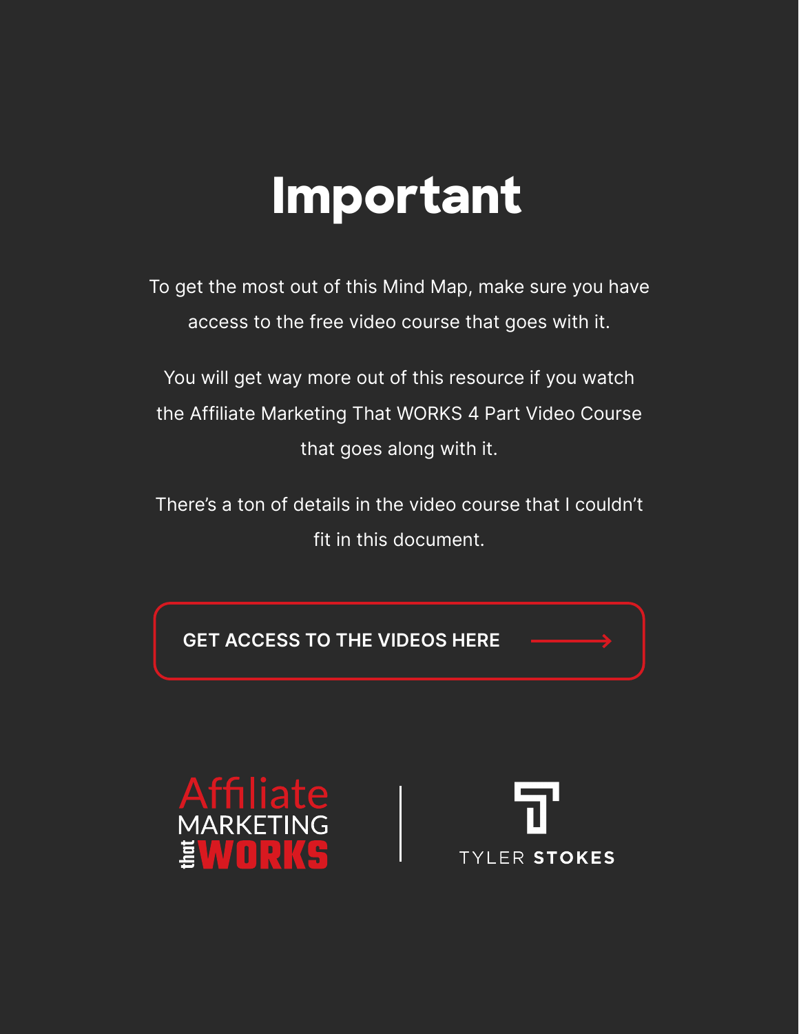# Important

To get the most out of this Mind Map, make sure you have access to the free video course that goes with it.

You will get way more out of this resource if you watch the Affiliate Marketing That WORKS 4 Part Video Course that goes along with it.

There's a ton of details in the video course that I couldn't fit in this document.

**GET ACCESS TO THE VIDEOS HERE** →

Affiliate MARKETING that WORKS | TYLER STOKES